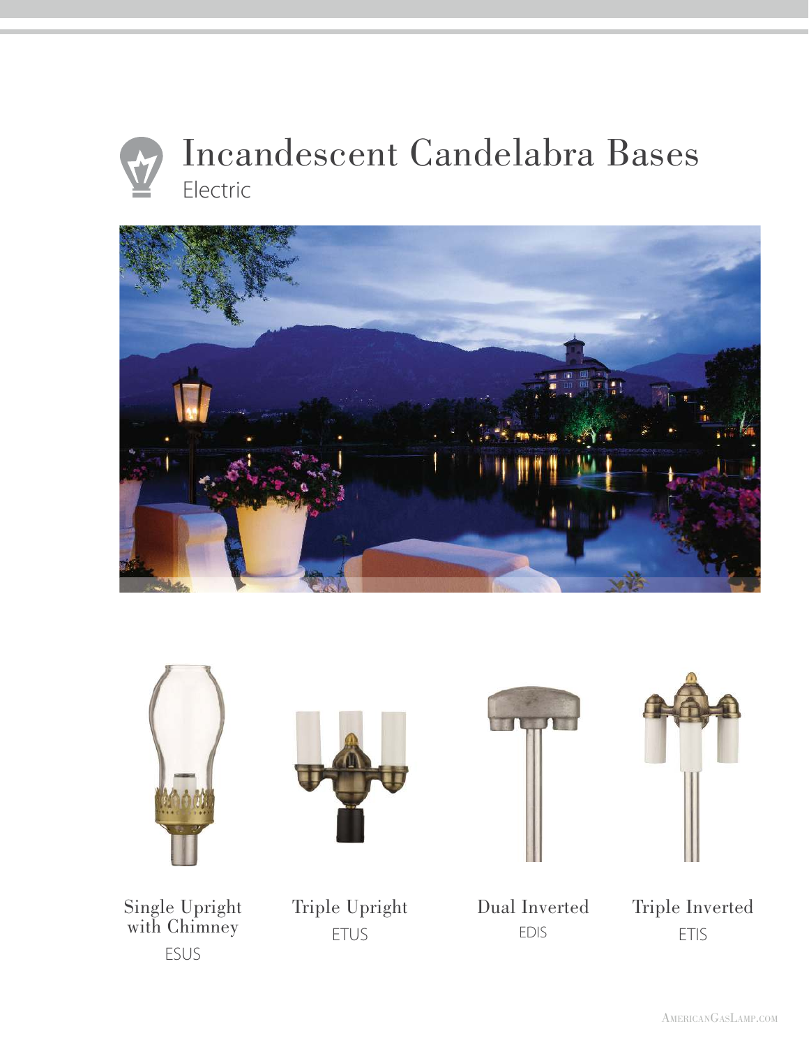# Incandescent Candelabra Bases

Electric

Single Upright with Chimney
ESUS

Triple Upright
ETUS

Dual Inverted
EDIS

Triple Inverted
ETIS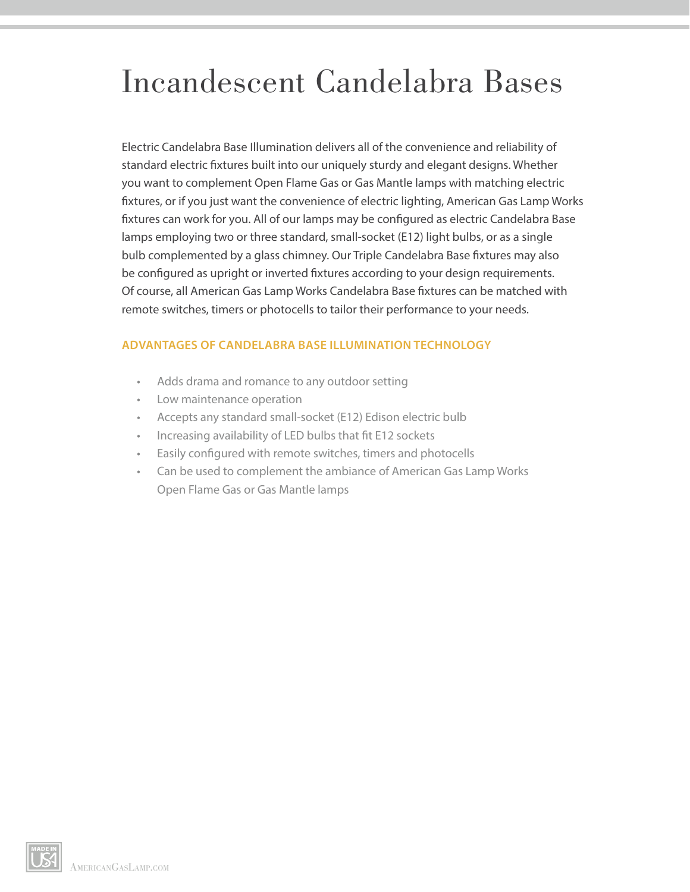# Incandescent Candelabra Bases

Electric Candelabra Base Illumination delivers all of the convenience and reliability of standard electric fixtures built into our uniquely sturdy and elegant designs. Whether you want to complement Open Flame Gas or Gas Mantle lamps with matching electric fixtures, or if you just want the convenience of electric lighting, American Gas Lamp Works fixtures can work for you. All of our lamps may be configured as electric Candelabra Base lamps employing two or three standard, small-socket (E12) light bulbs, or as a single bulb complemented by a glass chimney. Our Triple Candelabra Base fixtures may also be configured as upright or inverted fixtures according to your design requirements. Of course, all American Gas Lamp Works Candelabra Base fixtures can be matched with remote switches, timers or photocells to tailor their performance to your needs.

## ADVANTAGES OF CANDELABRA BASE ILLUMINATION TECHNOLOGY

- Adds drama and romance to any outdoor setting
- Low maintenance operation
- Accepts any standard small-socket (E12) Edison electric bulb
- Increasing availability of LED bulbs that fit E12 sockets
- Easily configured with remote switches, timers and photocells
- Can be used to complement the ambiance of American Gas Lamp Works Open Flame Gas or Gas Mantle lamps